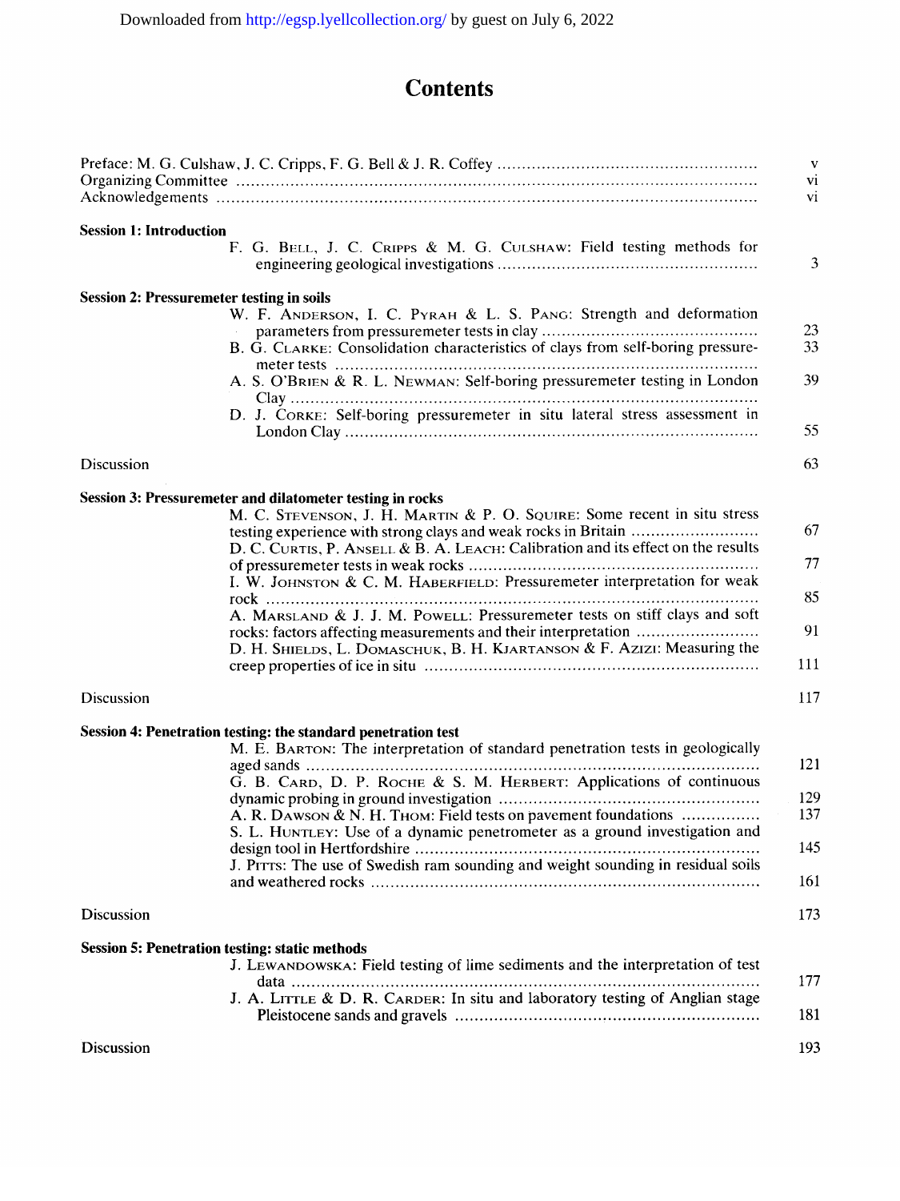# Contents

Preface: M. G. Culshaw, J. C. Cripps, F. G. Bell & J. R. Coffey .......... v
Organizing Committee .......... vi
Acknowledgements .......... vi

**Session 1: Introduction**

F. G. Bell, J. C. Cripps & M. G. Culshaw: Field testing methods for engineering geological investigations .......... 3

**Session 2: Pressuremeter testing in soils**

W. F. Anderson, I. C. Pyrah & L. S. Pang: Strength and deformation parameters from pressuremeter tests in clay .......... 23

B. G. Clarke: Consolidation characteristics of clays from self-boring pressuremeter tests .......... 33

A. S. O'Brien & R. L. Newman: Self-boring pressuremeter testing in London Clay .......... 39

D. J. Corke: Self-boring pressuremeter in situ lateral stress assessment in London Clay .......... 55

Discussion .......... 63

**Session 3: Pressuremeter and dilatometer testing in rocks**

M. C. Stevenson, J. H. Martin & P. O. Squire: Some recent in situ stress testing experience with strong clays and weak rocks in Britain .......... 67

D. C. Curtis, P. Ansell & B. A. Leach: Calibration and its effect on the results of pressuremeter tests in weak rocks .......... 77

I. W. Johnston & C. M. Haberfield: Pressuremeter interpretation for weak rock .......... 85

A. Marsland & J. J. M. Powell: Pressuremeter tests on stiff clays and soft rocks: factors affecting measurements and their interpretation .......... 91

D. H. Shields, L. Domaschuk, B. H. Kjartanson & F. Azizi: Measuring the creep properties of ice in situ .......... 111

Discussion .......... 117

**Session 4: Penetration testing: the standard penetration test**

M. E. Barton: The interpretation of standard penetration tests in geologically aged sands .......... 121

G. B. Card, D. P. Roche & S. M. Herbert: Applications of continuous dynamic probing in ground investigation .......... 129

A. R. Dawson & N. H. Thom: Field tests on pavement foundations .......... 137

S. L. Huntley: Use of a dynamic penetrometer as a ground investigation and design tool in Hertfordshire .......... 145

J. Pitts: The use of Swedish ram sounding and weight sounding in residual soils and weathered rocks .......... 161

Discussion .......... 173

**Session 5: Penetration testing: static methods**

J. Lewandowska: Field testing of lime sediments and the interpretation of test data .......... 177

J. A. Little & D. R. Carder: In situ and laboratory testing of Anglian stage Pleistocene sands and gravels .......... 181

Discussion .......... 193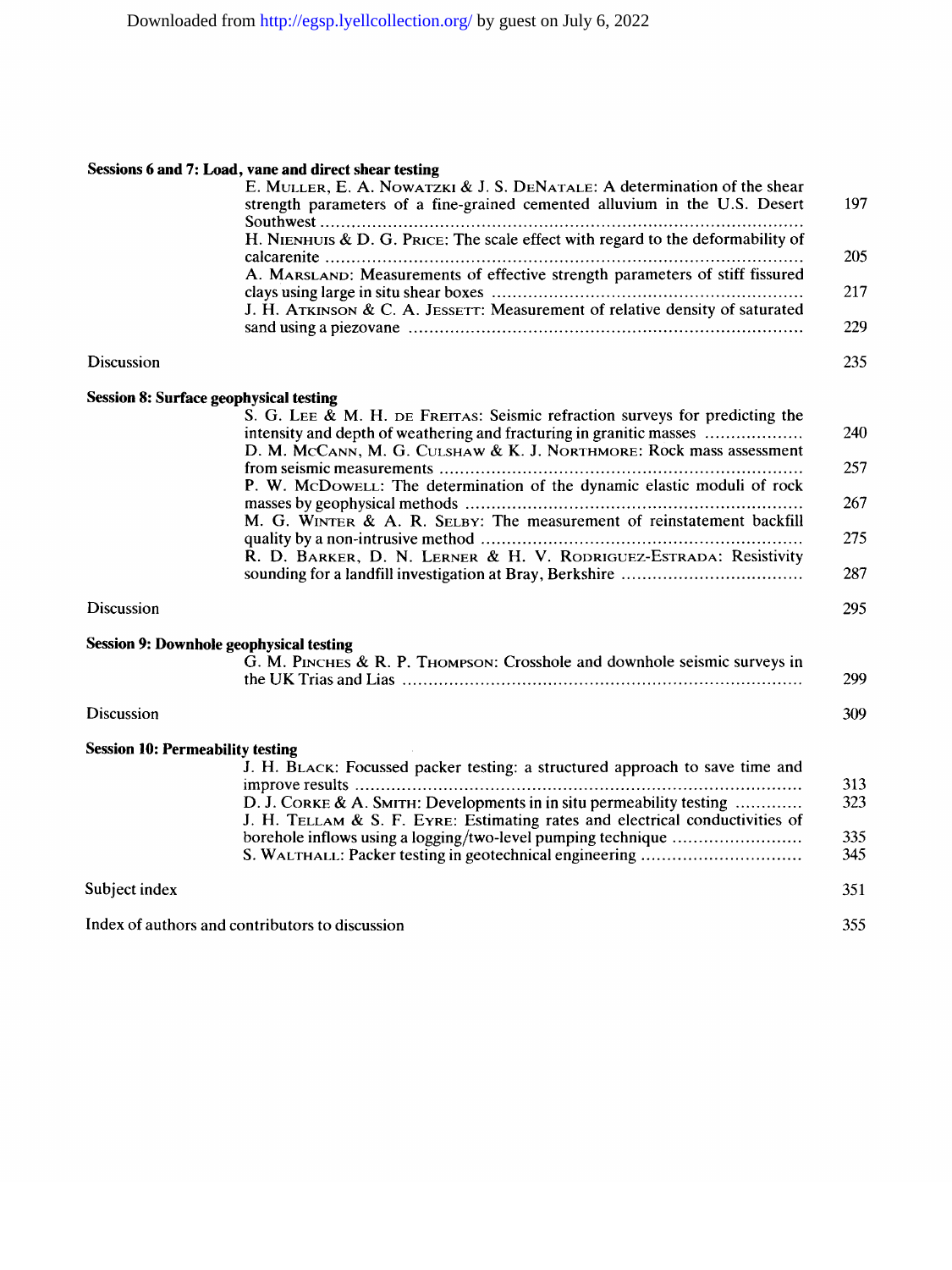**Sessions 6 and 7: Load, vane and direct shear testing**

E. Muller, E. A. Nowatzki & J. S. DeNatale: A determination of the shear strength parameters of a fine-grained cemented alluvium in the U.S. Desert Southwest ... 197

H. Nienhuis & D. G. Price: The scale effect with regard to the deformability of calcarenite ... 205

A. Marsland: Measurements of effective strength parameters of stiff fissured clays using large in situ shear boxes ... 217

J. H. Atkinson & C. A. Jessett: Measurement of relative density of saturated sand using a piezovane ... 229

Discussion ... 235

**Session 8: Surface geophysical testing**

S. G. Lee & M. H. de Freitas: Seismic refraction surveys for predicting the intensity and depth of weathering and fracturing in granitic masses ... 240

D. M. McCann, M. G. Culshaw & K. J. Northmore: Rock mass assessment from seismic measurements ... 257

P. W. McDowell: The determination of the dynamic elastic moduli of rock masses by geophysical methods ... 267

M. G. Winter & A. R. Selby: The measurement of reinstatement backfill quality by a non-intrusive method ... 275

R. D. Barker, D. N. Lerner & H. V. Rodriguez-Estrada: Resistivity sounding for a landfill investigation at Bray, Berkshire ... 287

Discussion ... 295

**Session 9: Downhole geophysical testing**

G. M. Pinches & R. P. Thompson: Crosshole and downhole seismic surveys in the UK Trias and Lias ... 299

Discussion ... 309

**Session 10: Permeability testing**

J. H. Black: Focussed packer testing: a structured approach to save time and improve results ... 313

D. J. Corke & A. Smith: Developments in in situ permeability testing ... 323

J. H. Tellam & S. F. Eyre: Estimating rates and electrical conductivities of borehole inflows using a logging/two-level pumping technique ... 335

S. Walthall: Packer testing in geotechnical engineering ... 345

Subject index ... 351

Index of authors and contributors to discussion ... 355